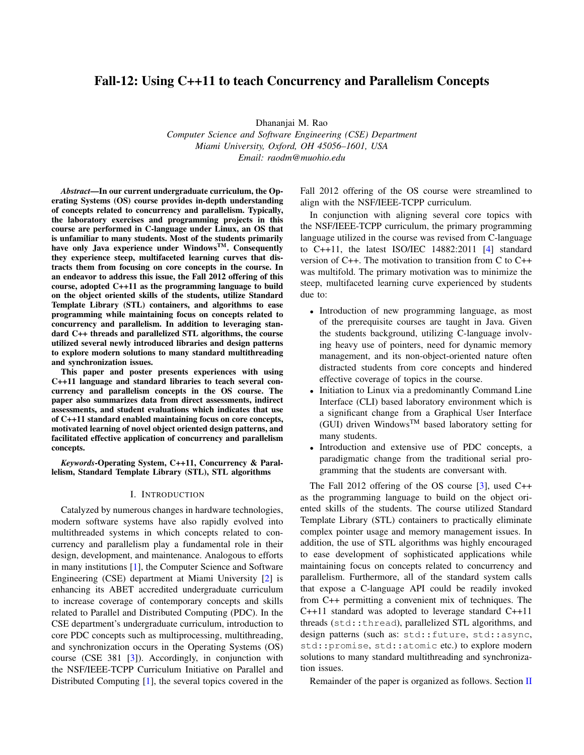# Fall-12: Using C++11 to teach Concurrency and Parallelism Concepts

Dhananjai M. Rao
*Computer Science and Software Engineering (CSE) Department*
*Miami University, Oxford, OH 45056–1601, USA*
*Email: raodm@muohio.edu*

***Abstract*—In our current undergraduate curriculum, the Operating Systems (OS) course provides in-depth understanding of concepts related to concurrency and parallelism. Typically, the laboratory exercises and programming projects in this course are performed in C-language under Linux, an OS that is unfamiliar to many students. Most of the students primarily have only Java experience under Windows™. Consequently they experience steep, multifaceted learning curves that distracts them from focusing on core concepts in the course. In an endeavor to address this issue, the Fall 2012 offering of this course, adopted C++11 as the programming language to build on the object oriented skills of the students, utilize Standard Template Library (STL) containers, and algorithms to ease programming while maintaining focus on concepts related to concurrency and parallelism. In addition to leveraging standard C++ threads and parallelized STL algorithms, the course utilized several newly introduced libraries and design patterns to explore modern solutions to many standard multithreading and synchronization issues.**

**This paper and poster presents experiences with using C++11 language and standard libraries to teach several concurrency and parallelism concepts in the OS course. The paper also summarizes data from direct assessments, indirect assessments, and student evaluations which indicates that use of C++11 standard enabled maintaining focus on core concepts, motivated learning of novel object oriented design patterns, and facilitated effective application of concurrency and parallelism concepts.**

***Keywords*-Operating System, C++11, Concurrency & Parallelism, Standard Template Library (STL), STL algorithms**

## I. Introduction

Catalyzed by numerous changes in hardware technologies, modern software systems have also rapidly evolved into multithreaded systems in which concepts related to concurrency and parallelism play a fundamental role in their design, development, and maintenance. Analogous to efforts in many institutions [1], the Computer Science and Software Engineering (CSE) department at Miami University [2] is enhancing its ABET accredited undergraduate curriculum to increase coverage of contemporary concepts and skills related to Parallel and Distributed Computing (PDC). In the CSE department's undergraduate curriculum, introduction to core PDC concepts such as multiprocessing, multithreading, and synchronization occurs in the Operating Systems (OS) course (CSE 381 [3]). Accordingly, in conjunction with the NSF/IEEE-TCPP Curriculum Initiative on Parallel and Distributed Computing [1], the several topics covered in the Fall 2012 offering of the OS course were streamlined to align with the NSF/IEEE-TCPP curriculum.

In conjunction with aligning several core topics with the NSF/IEEE-TCPP curriculum, the primary programming language utilized in the course was revised from C-language to C++11, the latest ISO/IEC 14882:2011 [4] standard version of C++. The motivation to transition from C to C++ was multifold. The primary motivation was to minimize the steep, multifaceted learning curve experienced by students due to:

- Introduction of new programming language, as most of the prerequisite courses are taught in Java. Given the students background, utilizing C-language involving heavy use of pointers, need for dynamic memory management, and its non-object-oriented nature often distracted students from core concepts and hindered effective coverage of topics in the course.
- Initiation to Linux via a predominantly Command Line Interface (CLI) based laboratory environment which is a significant change from a Graphical User Interface (GUI) driven Windows™ based laboratory setting for many students.
- Introduction and extensive use of PDC concepts, a paradigmatic change from the traditional serial programming that the students are conversant with.

The Fall 2012 offering of the OS course [3], used C++ as the programming language to build on the object oriented skills of the students. The course utilized Standard Template Library (STL) containers to practically eliminate complex pointer usage and memory management issues. In addition, the use of STL algorithms was highly encouraged to ease development of sophisticated applications while maintaining focus on concepts related to concurrency and parallelism. Furthermore, all of the standard system calls that expose a C-language API could be readily invoked from C++ permitting a convenient mix of techniques. The C++11 standard was adopted to leverage standard C++11 threads (`std::thread`), parallelized STL algorithms, and design patterns (such as: `std::future`, `std::async`, `std::promise`, `std::atomic` etc.) to explore modern solutions to many standard multithreading and synchronization issues.

Remainder of the paper is organized as follows. Section II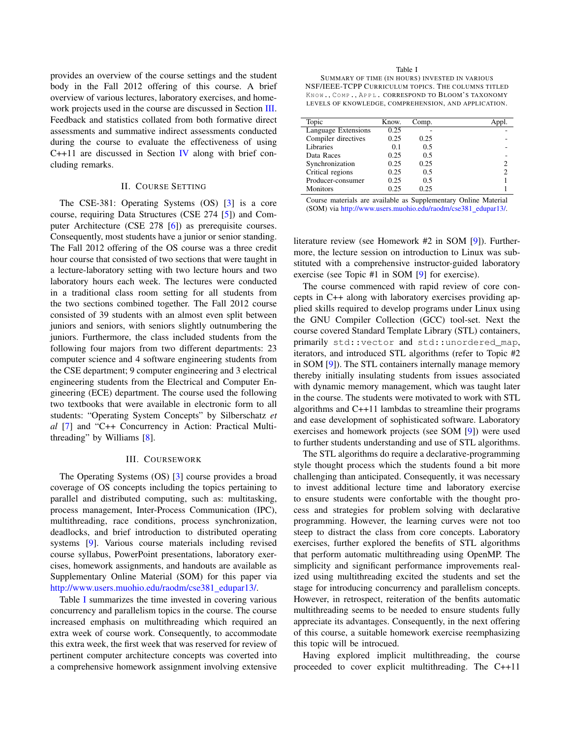provides an overview of the course settings and the student body in the Fall 2012 offering of this course. A brief overview of various lectures, laboratory exercises, and homework projects used in the course are discussed in Section III. Feedback and statistics collated from both formative direct assessments and summative indirect assessments conducted during the course to evaluate the effectiveness of using C++11 are discussed in Section IV along with brief concluding remarks.

## II. Course Setting

The CSE-381: Operating Systems (OS) [3] is a core course, requiring Data Structures (CSE 274 [5]) and Computer Architecture (CSE 278 [6]) as prerequisite courses. Consequently, most students have a junior or senior standing. The Fall 2012 offering of the OS course was a three credit hour course that consisted of two sections that were taught in a lecture-laboratory setting with two lecture hours and two laboratory hours each week. The lectures were conducted in a traditional class room setting for all students from the two sections combined together. The Fall 2012 course consisted of 39 students with an almost even split between juniors and seniors, with seniors slightly outnumbering the juniors. Furthermore, the class included students from the following four majors from two different departments: 23 computer science and 4 software engineering students from the CSE department; 9 computer engineering and 3 electrical engineering students from the Electrical and Computer Engineering (ECE) department. The course used the following two textbooks that were available in electronic form to all students: "Operating System Concepts" by Silberschatz *et al* [7] and "C++ Concurrency in Action: Practical Multithreading" by Williams [8].

## III. Coursework

The Operating Systems (OS) [3] course provides a broad coverage of OS concepts including the topics pertaining to parallel and distributed computing, such as: multitasking, process management, Inter-Process Communication (IPC), multithreading, race conditions, process synchronization, deadlocks, and brief introduction to distributed operating systems [9]. Various course materials including revised course syllabus, PowerPoint presentations, laboratory exercises, homework assignments, and handouts are available as Supplementary Online Material (SOM) for this paper via http://www.users.muohio.edu/raodm/cse381_edupar13/.

Table I summarizes the time invested in covering various concurrency and parallelism topics in the course. The course increased emphasis on multithreading which required an extra week of course work. Consequently, to accommodate this extra week, the first week that was reserved for review of pertinent computer architecture concepts was coverted into a comprehensive homework assignment involving extensive literature review (see Homework #2 in SOM [9]). Furthermore, the lecture session on introduction to Linux was substituted with a comprehensive instructor-guided laboratory exercise (see Topic #1 in SOM [9] for exercise).

Table I
Summary of time (in hours) invested in various NSF/IEEE-TCPP curriculum topics. The columns titled Know., Comp., Appl. correspond to Bloom's taxonomy levels of knowledge, comprehension, and application.

| Topic | Know. | Comp. | Appl. |
|---|---|---|---|
| Language Extensions | 0.25 | - | - |
| Compiler directives | 0.25 | 0.25 | - |
| Libraries | 0.1 | 0.5 | - |
| Data Races | 0.25 | 0.5 | - |
| Synchronization | 0.25 | 0.25 | 2 |
| Critical regions | 0.25 | 0.5 | 2 |
| Producer-consumer | 0.25 | 0.5 | 1 |
| Monitors | 0.25 | 0.25 | 1 |

Course materials are available as Supplementary Online Material (SOM) via http://www.users.muohio.edu/raodm/cse381_edupar13/.

The course commenced with rapid review of core concepts in C++ along with laboratory exercises providing applied skills required to develop programs under Linux using the GNU Compiler Collection (GCC) tool-set. Next the course covered Standard Template Library (STL) containers, primarily `std::vector` and `std::unordered_map`, iterators, and introduced STL algorithms (refer to Topic #2 in SOM [9]). The STL containers internally manage memory thereby initially insulating students from issues associated with dynamic memory management, which was taught later in the course. The students were motivated to work with STL algorithms and C++11 lambdas to streamline their programs and ease development of sophisticated software. Laboratory exercises and homework projects (see SOM [9]) were used to further students understanding and use of STL algorithms.

The STL algorithms do require a declarative-programming style thought process which the students found a bit more challenging than anticipated. Consequently, it was necessary to invest additional lecture time and laboratory exercise to ensure students were confortable with the thought process and strategies for problem solving with declarative programming. However, the learning curves were not too steep to distract the class from core concepts. Laboratory exercises, further explored the benefits of STL algorithms that perform automatic multithreading using OpenMP. The simplicity and significant performance improvements realized using multithreading excited the students and set the stage for introducing concurrency and parallelism concepts. However, in retrospect, reiteration of the benfits automatic multithreading seems to be needed to ensure students fully appreciate its advantages. Consequently, in the next offering of this course, a suitable homework exercise reemphasizing this topic will be introcued.

Having explored implicit multithreading, the course proceeded to cover explicit multithreading. The C++11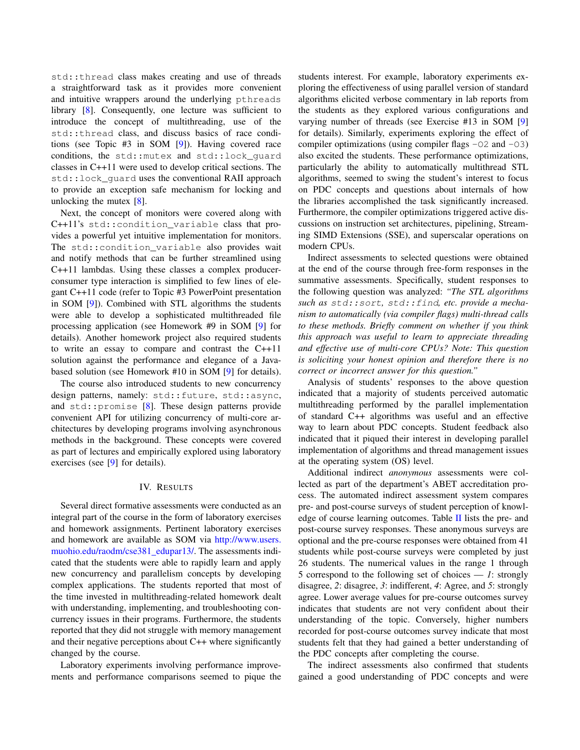`std::thread` class makes creating and use of threads a straightforward task as it provides more convenient and intuitive wrappers around the underlying `pthreads` library [8]. Consequently, one lecture was sufficient to introduce the concept of multithreading, use of the `std::thread` class, and discuss basics of race conditions (see Topic #3 in SOM [9]). Having covered race conditions, the `std::mutex` and `std::lock_guard` classes in C++11 were used to develop critical sections. The `std::lock_guard` uses the conventional RAII approach to provide an exception safe mechanism for locking and unlocking the mutex [8].

Next, the concept of monitors were covered along with C++11's `std::condition_variable` class that provides a powerful yet intuitive implementation for monitors. The `std::condition_variable` also provides wait and notify methods that can be further streamlined using C++11 lambdas. Using these classes a complex producer-consumer type interaction is simplified to few lines of elegant C++11 code (refer to Topic #3 PowerPoint presentation in SOM [9]). Combined with STL algorithms the students were able to develop a sophisticated multithreaded file processing application (see Homework #9 in SOM [9] for details). Another homework project also required students to write an essay to compare and contrast the C++11 solution against the performance and elegance of a Java-based solution (see Homework #10 in SOM [9] for details).

The course also introduced students to new concurrency design patterns, namely: `std::future`, `std::async`, and `std::promise` [8]. These design patterns provide convenient API for utilizing concurrency of multi-core architectures by developing programs involving asynchronous methods in the background. These concepts were covered as part of lectures and empirically explored using laboratory exercises (see [9] for details).

## IV. Results

Several direct formative assessments were conducted as an integral part of the course in the form of laboratory exercises and homework assignments. Pertinent laboratory exercises and homework are available as SOM via http://www.users.muohio.edu/raodm/cse381_edupar13/. The assessments indicated that the students were able to rapidly learn and apply new concurrency and parallelism concepts by developing complex applications. The students reported that most of the time invested in multithreading-related homework dealt with understanding, implementing, and troubleshooting concurrency issues in their programs. Furthermore, the students reported that they did not struggle with memory management and their negative perceptions about C++ where significantly changed by the course.

Laboratory experiments involving performance improvements and performance comparisons seemed to pique the students interest. For example, laboratory experiments exploring the effectiveness of using parallel version of standard algorithms elicited verbose commentary in lab reports from the students as they explored various configurations and varying number of threads (see Exercise #13 in SOM [9] for details). Similarly, experiments exploring the effect of compiler optimizations (using compiler flags `-O2` and `-O3`) also excited the students. These performance optimizations, particularly the ability to automatically multithread STL algorithms, seemed to swing the student's interest to focus on PDC concepts and questions about internals of how the libraries accomplished the task significantly increased. Furthermore, the compiler optimizations triggered active discussions on instruction set architectures, pipelining, Streaming SIMD Extensions (SSE), and superscalar operations on modern CPUs.

Indirect assessments to selected questions were obtained at the end of the course through free-form responses in the summative assessments. Specifically, student responses to the following question was analyzed: *"The STL algorithms such as `std::sort`, `std::find`, etc. provide a mechanism to automatically (via compiler flags) multi-thread calls to these methods. Briefly comment on whether if you think this approach was useful to learn to appreciate threading and effective use of multi-core CPUs? Note: This question is soliciting your honest opinion and therefore there is no correct or incorrect answer for this question."*

Analysis of students' responses to the above question indicated that a majority of students perceived automatic multithreading performed by the parallel implementation of standard C++ algorithms was useful and an effective way to learn about PDC concepts. Student feedback also indicated that it piqued their interest in developing parallel implementation of algorithms and thread management issues at the operating system (OS) level.

Additional indirect *anonymous* assessments were collected as part of the department's ABET accreditation process. The automated indirect assessment system compares pre- and post-course surveys of student perception of knowledge of course learning outcomes. Table II lists the pre- and post-course survey responses. These anonymous surveys are optional and the pre-course responses were obtained from 41 students while post-course surveys were completed by just 26 students. The numerical values in the range 1 through 5 correspond to the following set of choices — *1*: strongly disagree, *2*: disagree, *3*: indifferent, *4*: Agree, and *5*: strongly agree. Lower average values for pre-course outcomes survey indicates that students are not very confident about their understanding of the topic. Conversely, higher numbers recorded for post-course outcomes survey indicate that most students felt that they had gained a better understanding of the PDC concepts after completing the course.

The indirect assessments also confirmed that students gained a good understanding of PDC concepts and were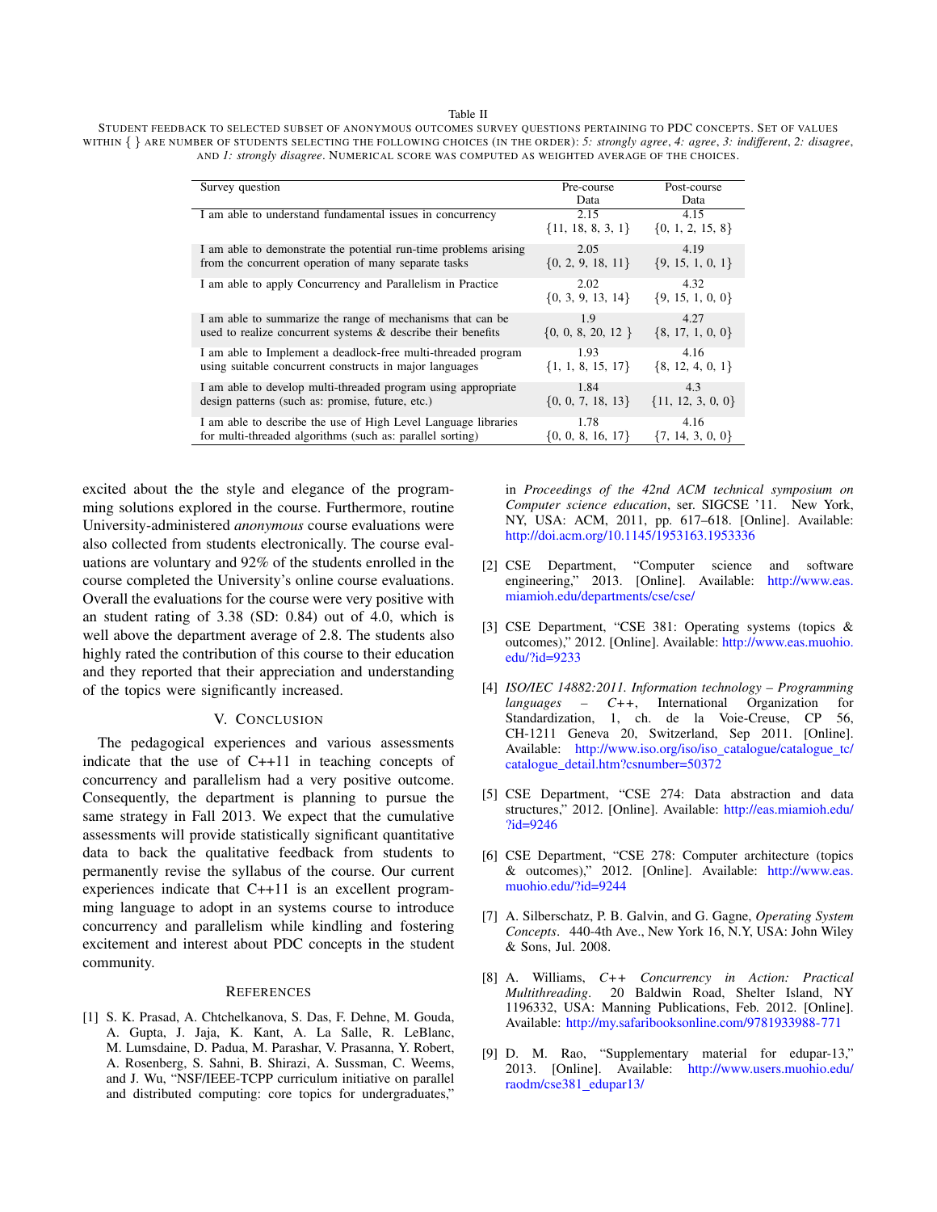Table II
STUDENT FEEDBACK TO SELECTED SUBSET OF ANONYMOUS OUTCOMES SURVEY QUESTIONS PERTAINING TO PDC CONCEPTS. SET OF VALUES WITHIN { } ARE NUMBER OF STUDENTS SELECTING THE FOLLOWING CHOICES (IN THE ORDER): *5: strongly agree*, *4: agree*, *3: indifferent*, *2: disagree*, AND *1: strongly disagree*. NUMERICAL SCORE WAS COMPUTED AS WEIGHTED AVERAGE OF THE CHOICES.

| Survey question | Pre-course Data | Post-course Data |
|---|---|---|
| I am able to understand fundamental issues in concurrency | 2.15 {11, 18, 8, 3, 1} | 4.15 {0, 1, 2, 15, 8} |
| I am able to demonstrate the potential run-time problems arising from the concurrent operation of many separate tasks | 2.05 {0, 2, 9, 18, 11} | 4.19 {9, 15, 1, 0, 1} |
| I am able to apply Concurrency and Parallelism in Practice | 2.02 {0, 3, 9, 13, 14} | 4.32 {9, 15, 1, 0, 0} |
| I am able to summarize the range of mechanisms that can be used to realize concurrent systems & describe their benefits | 1.9 {0, 0, 8, 20, 12 } | 4.27 {8, 17, 1, 0, 0} |
| I am able to Implement a deadlock-free multi-threaded program using suitable concurrent constructs in major languages | 1.93 {1, 1, 8, 15, 17} | 4.16 {8, 12, 4, 0, 1} |
| I am able to develop multi-threaded program using appropriate design patterns (such as: promise, future, etc.) | 1.84 {0, 0, 7, 18, 13} | 4.3 {11, 12, 3, 0, 0} |
| I am able to describe the use of High Level Language libraries for multi-threaded algorithms (such as: parallel sorting) | 1.78 {0, 0, 8, 16, 17} | 4.16 {7, 14, 3, 0, 0} |

excited about the the style and elegance of the programming solutions explored in the course. Furthermore, routine University-administered *anonymous* course evaluations were also collected from students electronically. The course evaluations are voluntary and 92% of the students enrolled in the course completed the University's online course evaluations. Overall the evaluations for the course were very positive with an student rating of 3.38 (SD: 0.84) out of 4.0, which is well above the department average of 2.8. The students also highly rated the contribution of this course to their education and they reported that their appreciation and understanding of the topics were significantly increased.

## V. CONCLUSION

The pedagogical experiences and various assessments indicate that the use of C++11 in teaching concepts of concurrency and parallelism had a very positive outcome. Consequently, the department is planning to pursue the same strategy in Fall 2013. We expect that the cumulative assessments will provide statistically significant quantitative data to back the qualitative feedback from students to permanently revise the syllabus of the course. Our current experiences indicate that C++11 is an excellent programming language to adopt in an systems course to introduce concurrency and parallelism while kindling and fostering excitement and interest about PDC concepts in the student community.

## REFERENCES

[1] S. K. Prasad, A. Chtchelkanova, S. Das, F. Dehne, M. Gouda, A. Gupta, J. Jaja, K. Kant, A. La Salle, R. LeBlanc, M. Lumsdaine, D. Padua, M. Parashar, V. Prasanna, Y. Robert, A. Rosenberg, S. Sahni, B. Shirazi, A. Sussman, C. Weems, and J. Wu, "NSF/IEEE-TCPP curriculum initiative on parallel and distributed computing: core topics for undergraduates," in *Proceedings of the 42nd ACM technical symposium on Computer science education*, ser. SIGCSE '11. New York, NY, USA: ACM, 2011, pp. 617–618. [Online]. Available: http://doi.acm.org/10.1145/1953163.1953336

[2] CSE Department, "Computer science and software engineering," 2013. [Online]. Available: http://www.eas.miamioh.edu/departments/cse/cse/

[3] CSE Department, "CSE 381: Operating systems (topics & outcomes)," 2012. [Online]. Available: http://www.eas.muohio.edu/?id=9233

[4] *ISO/IEC 14882:2011. Information technology – Programming languages – C++*, International Organization for Standardization, 1, ch. de la Voie-Creuse, CP 56, CH-1211 Geneva 20, Switzerland, Sep 2011. [Online]. Available: http://www.iso.org/iso/iso_catalogue/catalogue_tc/catalogue_detail.htm?csnumber=50372

[5] CSE Department, "CSE 274: Data abstraction and data structures," 2012. [Online]. Available: http://eas.miamioh.edu/?id=9246

[6] CSE Department, "CSE 278: Computer architecture (topics & outcomes)," 2012. [Online]. Available: http://www.eas.muohio.edu/?id=9244

[7] A. Silberschatz, P. B. Galvin, and G. Gagne, *Operating System Concepts*. 440-4th Ave., New York 16, N.Y, USA: John Wiley & Sons, Jul. 2008.

[8] A. Williams, *C++ Concurrency in Action: Practical Multithreading*. 20 Baldwin Road, Shelter Island, NY 1196332, USA: Manning Publications, Feb. 2012. [Online]. Available: http://my.safaribooksonline.com/9781933988-771

[9] D. M. Rao, "Supplementary material for edupar-13," 2013. [Online]. Available: http://www.users.muohio.edu/raodm/cse381_edupar13/